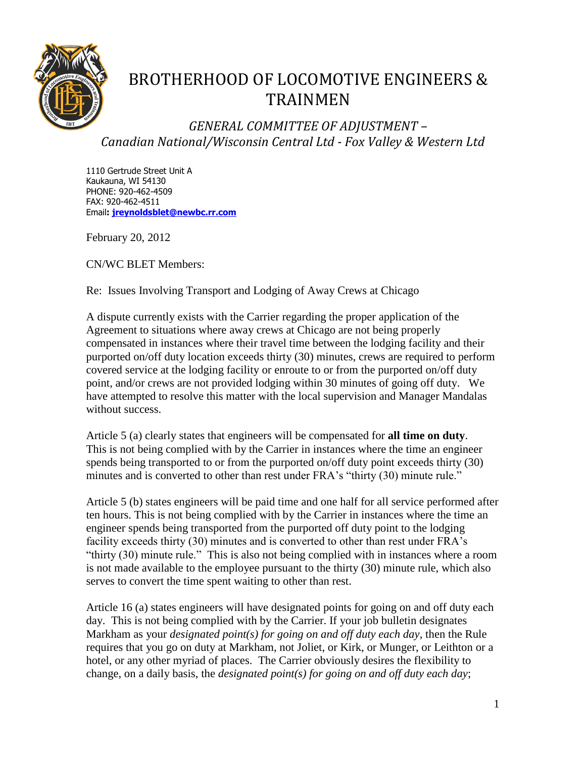# BROTHERHOOD OF LOCOMOTIVE ENGINEERS & TRAINMEN

*GENERAL COMMITTEE OF ADJUSTMENT – Canadian National/Wisconsin Central Ltd - Fox Valley & Western Ltd*

1110 Gertrude Street Unit A
Kaukauna, WI 54130
PHONE: 920-462-4509
FAX: 920-462-4511
Email: **jreynoldsblet@newbc.rr.com**

February 20, 2012

CN/WC BLET Members:

Re: Issues Involving Transport and Lodging of Away Crews at Chicago

A dispute currently exists with the Carrier regarding the proper application of the Agreement to situations where away crews at Chicago are not being properly compensated in instances where their travel time between the lodging facility and their purported on/off duty location exceeds thirty (30) minutes, crews are required to perform covered service at the lodging facility or enroute to or from the purported on/off duty point, and/or crews are not provided lodging within 30 minutes of going off duty. We have attempted to resolve this matter with the local supervision and Manager Mandalas without success.

Article 5 (a) clearly states that engineers will be compensated for **all time on duty**. This is not being complied with by the Carrier in instances where the time an engineer spends being transported to or from the purported on/off duty point exceeds thirty (30) minutes and is converted to other than rest under FRA's "thirty (30) minute rule."

Article 5 (b) states engineers will be paid time and one half for all service performed after ten hours. This is not being complied with by the Carrier in instances where the time an engineer spends being transported from the purported off duty point to the lodging facility exceeds thirty (30) minutes and is converted to other than rest under FRA's "thirty (30) minute rule." This is also not being complied with in instances where a room is not made available to the employee pursuant to the thirty (30) minute rule, which also serves to convert the time spent waiting to other than rest.

Article 16 (a) states engineers will have designated points for going on and off duty each day. This is not being complied with by the Carrier. If your job bulletin designates Markham as your *designated point(s) for going on and off duty each day*, then the Rule requires that you go on duty at Markham, not Joliet, or Kirk, or Munger, or Leithton or a hotel, or any other myriad of places. The Carrier obviously desires the flexibility to change, on a daily basis, the *designated point(s) for going on and off duty each day*;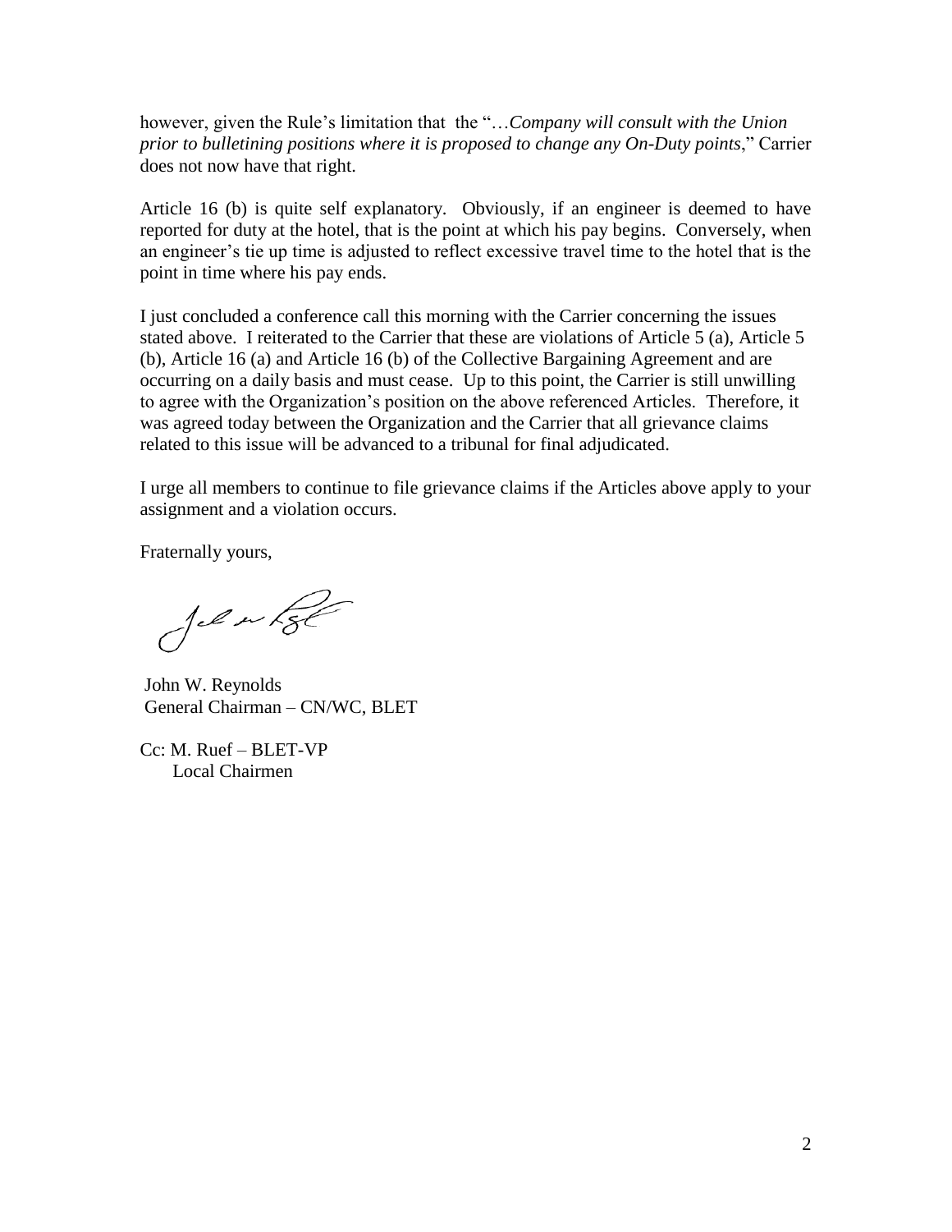however, given the Rule's limitation that the "…*Company will consult with the Union prior to bulletining positions where it is proposed to change any On-Duty points*," Carrier does not now have that right.

Article 16 (b) is quite self explanatory. Obviously, if an engineer is deemed to have reported for duty at the hotel, that is the point at which his pay begins. Conversely, when an engineer's tie up time is adjusted to reflect excessive travel time to the hotel that is the point in time where his pay ends.

I just concluded a conference call this morning with the Carrier concerning the issues stated above. I reiterated to the Carrier that these are violations of Article 5 (a), Article 5 (b), Article 16 (a) and Article 16 (b) of the Collective Bargaining Agreement and are occurring on a daily basis and must cease. Up to this point, the Carrier is still unwilling to agree with the Organization's position on the above referenced Articles. Therefore, it was agreed today between the Organization and the Carrier that all grievance claims related to this issue will be advanced to a tribunal for final adjudicated.

I urge all members to continue to file grievance claims if the Articles above apply to your assignment and a violation occurs.

Fraternally yours,

John W. Reynolds
General Chairman – CN/WC, BLET

Cc: M. Ruef – BLET-VP
Local Chairmen